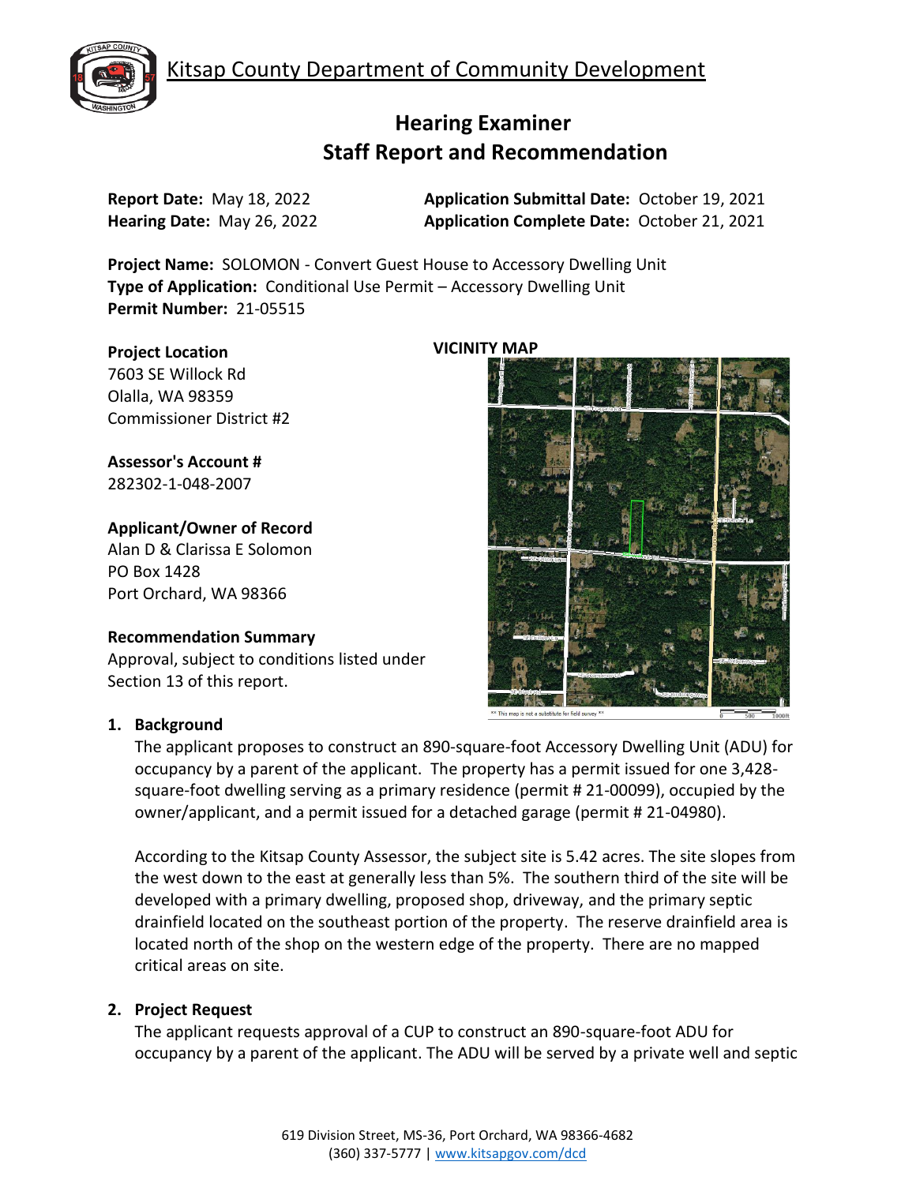Kitsap County Department of Community Development

# Hearing Examiner Staff Report and Recommendation

**Report Date:** May 18, 2022
**Hearing Date:** May 26, 2022

**Application Submittal Date:** October 19, 2021
**Application Complete Date:** October 21, 2021

**Project Name:** SOLOMON - Convert Guest House to Accessory Dwelling Unit
**Type of Application:** Conditional Use Permit – Accessory Dwelling Unit
**Permit Number:** 21-05515

**Project Location**
7603 SE Willock Rd
Olalla, WA 98359
Commissioner District #2

**Assessor's Account #**
282302-1-048-2007

**Applicant/Owner of Record**
Alan D & Clarissa E Solomon
PO Box 1428
Port Orchard, WA 98366

**Recommendation Summary**
Approval, subject to conditions listed under Section 13 of this report.

**VICINITY MAP**

** This map is not a substitute for field survey **

## 1. Background

The applicant proposes to construct an 890-square-foot Accessory Dwelling Unit (ADU) for occupancy by a parent of the applicant. The property has a permit issued for one 3,428-square-foot dwelling serving as a primary residence (permit # 21-00099), occupied by the owner/applicant, and a permit issued for a detached garage (permit # 21-04980).

According to the Kitsap County Assessor, the subject site is 5.42 acres. The site slopes from the west down to the east at generally less than 5%. The southern third of the site will be developed with a primary dwelling, proposed shop, driveway, and the primary septic drainfield located on the southeast portion of the property. The reserve drainfield area is located north of the shop on the western edge of the property. There are no mapped critical areas on site.

## 2. Project Request

The applicant requests approval of a CUP to construct an 890-square-foot ADU for occupancy by a parent of the applicant. The ADU will be served by a private well and septic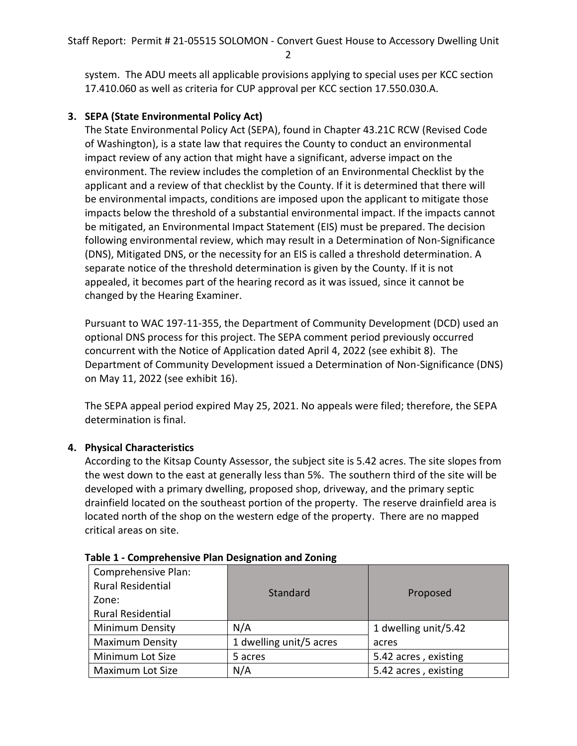system. The ADU meets all applicable provisions applying to special uses per KCC section 17.410.060 as well as criteria for CUP approval per KCC section 17.550.030.A.

**3. SEPA (State Environmental Policy Act)**

The State Environmental Policy Act (SEPA), found in Chapter 43.21C RCW (Revised Code of Washington), is a state law that requires the County to conduct an environmental impact review of any action that might have a significant, adverse impact on the environment. The review includes the completion of an Environmental Checklist by the applicant and a review of that checklist by the County. If it is determined that there will be environmental impacts, conditions are imposed upon the applicant to mitigate those impacts below the threshold of a substantial environmental impact. If the impacts cannot be mitigated, an Environmental Impact Statement (EIS) must be prepared. The decision following environmental review, which may result in a Determination of Non-Significance (DNS), Mitigated DNS, or the necessity for an EIS is called a threshold determination. A separate notice of the threshold determination is given by the County. If it is not appealed, it becomes part of the hearing record as it was issued, since it cannot be changed by the Hearing Examiner.

Pursuant to WAC 197-11-355, the Department of Community Development (DCD) used an optional DNS process for this project. The SEPA comment period previously occurred concurrent with the Notice of Application dated April 4, 2022 (see exhibit 8). The Department of Community Development issued a Determination of Non-Significance (DNS) on May 11, 2022 (see exhibit 16).

The SEPA appeal period expired May 25, 2021. No appeals were filed; therefore, the SEPA determination is final.

**4. Physical Characteristics**

According to the Kitsap County Assessor, the subject site is 5.42 acres. The site slopes from the west down to the east at generally less than 5%. The southern third of the site will be developed with a primary dwelling, proposed shop, driveway, and the primary septic drainfield located on the southeast portion of the property. The reserve drainfield area is located north of the shop on the western edge of the property. There are no mapped critical areas on site.

**Table 1 - Comprehensive Plan Designation and Zoning**

| Comprehensive Plan: Rural Residential Zone: Rural Residential | Standard | Proposed |
|---|---|---|
| Minimum Density | N/A | 1 dwelling unit/5.42 acres |
| Maximum Density | 1 dwelling unit/5 acres | |
| Minimum Lot Size | 5 acres | 5.42 acres , existing |
| Maximum Lot Size | N/A | 5.42 acres , existing |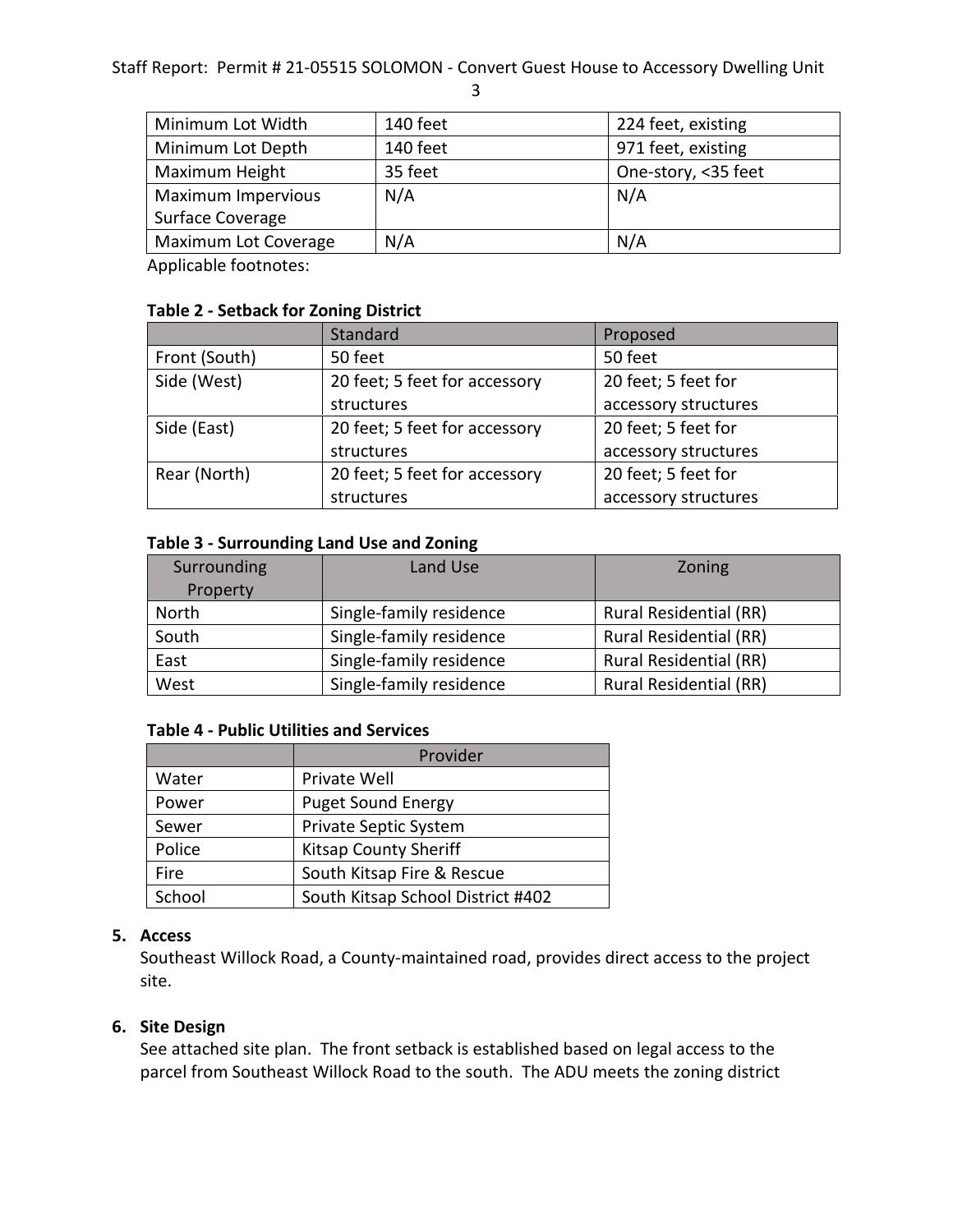| Minimum Lot Width | 140 feet | 224 feet, existing |
|---|---|---|
| Minimum Lot Depth | 140 feet | 971 feet, existing |
| Maximum Height | 35 feet | One-story, <35 feet |
| Maximum Impervious Surface Coverage | N/A | N/A |
| Maximum Lot Coverage | N/A | N/A |

Applicable footnotes:

**Table 2 - Setback for Zoning District**

| | Standard | Proposed |
|---|---|---|
| Front (South) | 50 feet | 50 feet |
| Side (West) | 20 feet; 5 feet for accessory structures | 20 feet; 5 feet for accessory structures |
| Side (East) | 20 feet; 5 feet for accessory structures | 20 feet; 5 feet for accessory structures |
| Rear (North) | 20 feet; 5 feet for accessory structures | 20 feet; 5 feet for accessory structures |

**Table 3 - Surrounding Land Use and Zoning**

| Surrounding Property | Land Use | Zoning |
|---|---|---|
| North | Single-family residence | Rural Residential (RR) |
| South | Single-family residence | Rural Residential (RR) |
| East | Single-family residence | Rural Residential (RR) |
| West | Single-family residence | Rural Residential (RR) |

**Table 4 - Public Utilities and Services**

| | Provider |
|---|---|
| Water | Private Well |
| Power | Puget Sound Energy |
| Sewer | Private Septic System |
| Police | Kitsap County Sheriff |
| Fire | South Kitsap Fire & Rescue |
| School | South Kitsap School District #402 |

5. **Access**

   Southeast Willock Road, a County-maintained road, provides direct access to the project site.

6. **Site Design**

   See attached site plan. The front setback is established based on legal access to the parcel from Southeast Willock Road to the south. The ADU meets the zoning district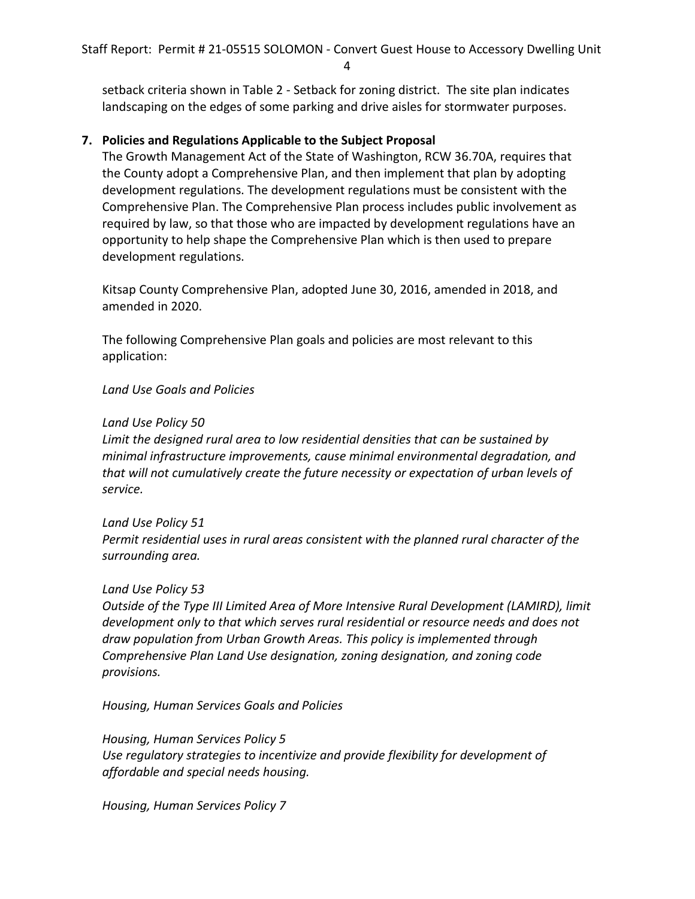setback criteria shown in Table 2 - Setback for zoning district. The site plan indicates landscaping on the edges of some parking and drive aisles for stormwater purposes.

**7. Policies and Regulations Applicable to the Subject Proposal**

The Growth Management Act of the State of Washington, RCW 36.70A, requires that the County adopt a Comprehensive Plan, and then implement that plan by adopting development regulations. The development regulations must be consistent with the Comprehensive Plan. The Comprehensive Plan process includes public involvement as required by law, so that those who are impacted by development regulations have an opportunity to help shape the Comprehensive Plan which is then used to prepare development regulations.

Kitsap County Comprehensive Plan, adopted June 30, 2016, amended in 2018, and amended in 2020.

The following Comprehensive Plan goals and policies are most relevant to this application:

*Land Use Goals and Policies*

*Land Use Policy 50*
*Limit the designed rural area to low residential densities that can be sustained by minimal infrastructure improvements, cause minimal environmental degradation, and that will not cumulatively create the future necessity or expectation of urban levels of service.*

*Land Use Policy 51*
*Permit residential uses in rural areas consistent with the planned rural character of the surrounding area.*

*Land Use Policy 53*
*Outside of the Type III Limited Area of More Intensive Rural Development (LAMIRD), limit development only to that which serves rural residential or resource needs and does not draw population from Urban Growth Areas. This policy is implemented through Comprehensive Plan Land Use designation, zoning designation, and zoning code provisions.*

*Housing, Human Services Goals and Policies*

*Housing, Human Services Policy 5*
*Use regulatory strategies to incentivize and provide flexibility for development of affordable and special needs housing.*

*Housing, Human Services Policy 7*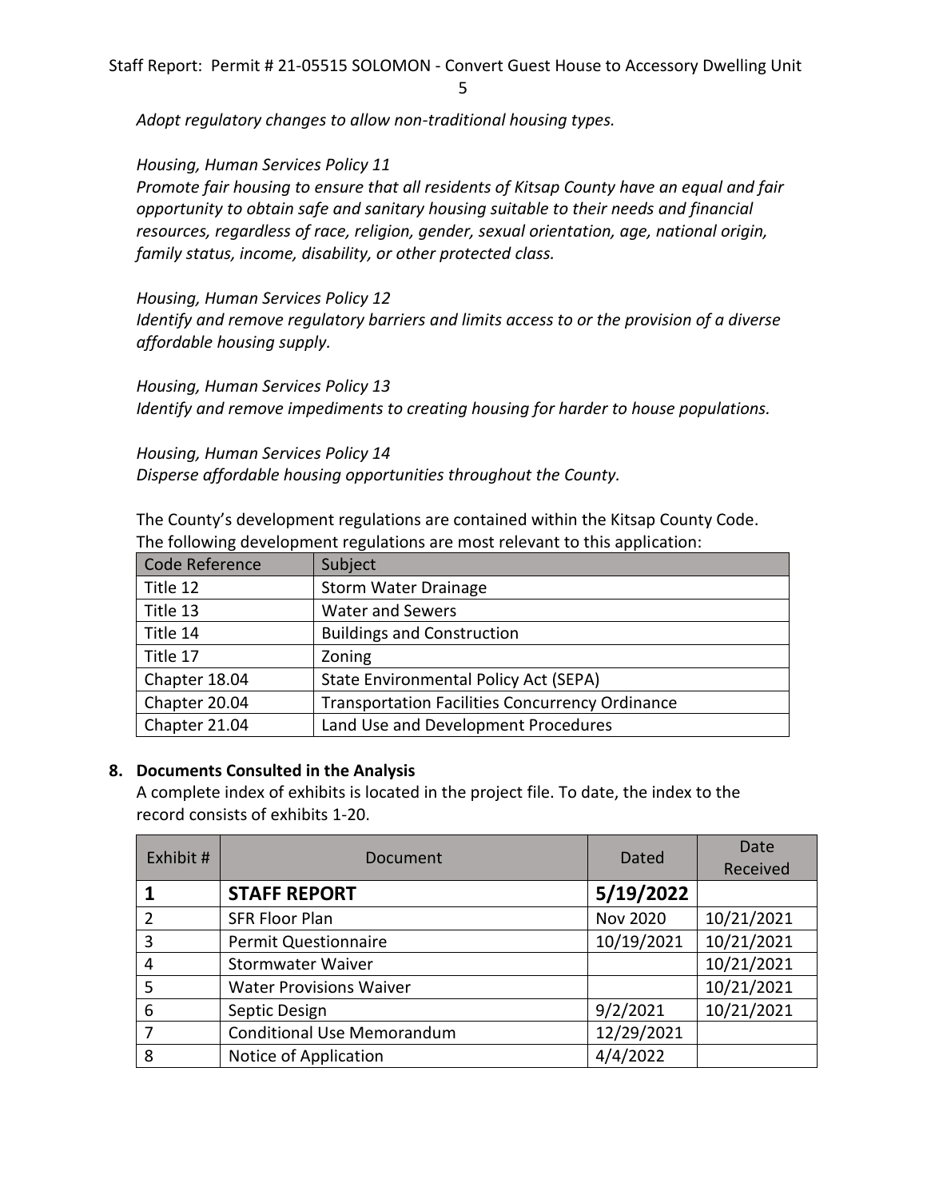*Adopt regulatory changes to allow non-traditional housing types.*

*Housing, Human Services Policy 11*
*Promote fair housing to ensure that all residents of Kitsap County have an equal and fair opportunity to obtain safe and sanitary housing suitable to their needs and financial resources, regardless of race, religion, gender, sexual orientation, age, national origin, family status, income, disability, or other protected class.*

*Housing, Human Services Policy 12*
*Identify and remove regulatory barriers and limits access to or the provision of a diverse affordable housing supply.*

*Housing, Human Services Policy 13*
*Identify and remove impediments to creating housing for harder to house populations.*

*Housing, Human Services Policy 14*
*Disperse affordable housing opportunities throughout the County.*

The County's development regulations are contained within the Kitsap County Code. The following development regulations are most relevant to this application:

| Code Reference | Subject |
|---|---|
| Title 12 | Storm Water Drainage |
| Title 13 | Water and Sewers |
| Title 14 | Buildings and Construction |
| Title 17 | Zoning |
| Chapter 18.04 | State Environmental Policy Act (SEPA) |
| Chapter 20.04 | Transportation Facilities Concurrency Ordinance |
| Chapter 21.04 | Land Use and Development Procedures |

**8. Documents Consulted in the Analysis**

A complete index of exhibits is located in the project file. To date, the index to the record consists of exhibits 1-20.

| Exhibit # | Document | Dated | Date Received |
|---|---|---|---|
| **1** | **STAFF REPORT** | **5/19/2022** | |
| 2 | SFR Floor Plan | Nov 2020 | 10/21/2021 |
| 3 | Permit Questionnaire | 10/19/2021 | 10/21/2021 |
| 4 | Stormwater Waiver | | 10/21/2021 |
| 5 | Water Provisions Waiver | | 10/21/2021 |
| 6 | Septic Design | 9/2/2021 | 10/21/2021 |
| 7 | Conditional Use Memorandum | 12/29/2021 | |
| 8 | Notice of Application | 4/4/2022 | |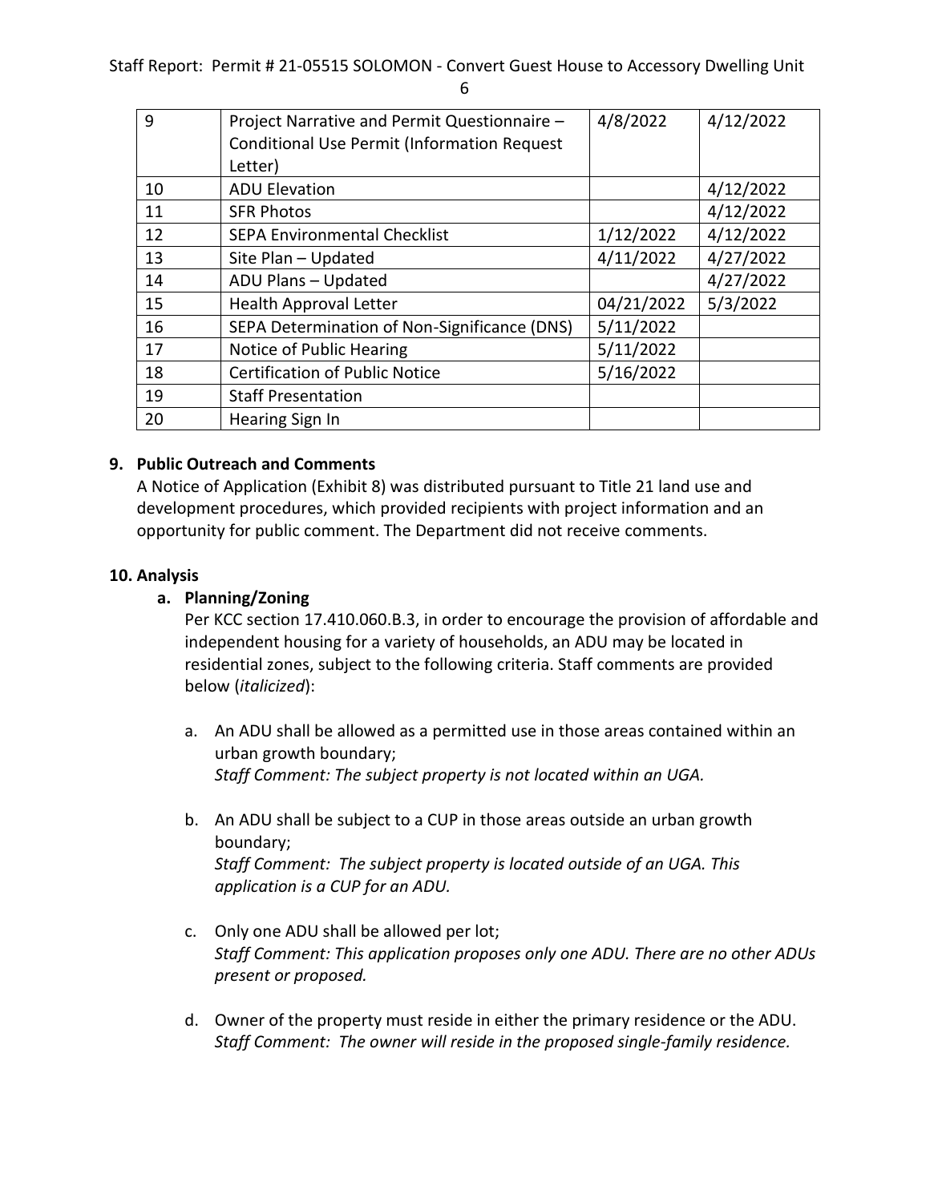| 9 | Project Narrative and Permit Questionnaire – Conditional Use Permit (Information Request Letter) | 4/8/2022 | 4/12/2022 |
|---|---|---|---|
| 10 | ADU Elevation | | 4/12/2022 |
| 11 | SFR Photos | | 4/12/2022 |
| 12 | SEPA Environmental Checklist | 1/12/2022 | 4/12/2022 |
| 13 | Site Plan – Updated | 4/11/2022 | 4/27/2022 |
| 14 | ADU Plans – Updated | | 4/27/2022 |
| 15 | Health Approval Letter | 04/21/2022 | 5/3/2022 |
| 16 | SEPA Determination of Non-Significance (DNS) | 5/11/2022 | |
| 17 | Notice of Public Hearing | 5/11/2022 | |
| 18 | Certification of Public Notice | 5/16/2022 | |
| 19 | Staff Presentation | | |
| 20 | Hearing Sign In | | |

## 9. Public Outreach and Comments

A Notice of Application (Exhibit 8) was distributed pursuant to Title 21 land use and development procedures, which provided recipients with project information and an opportunity for public comment. The Department did not receive comments.

## 10. Analysis

### a. Planning/Zoning

Per KCC section 17.410.060.B.3, in order to encourage the provision of affordable and independent housing for a variety of households, an ADU may be located in residential zones, subject to the following criteria. Staff comments are provided below (*italicized*):

a. An ADU shall be allowed as a permitted use in those areas contained within an urban growth boundary;
*Staff Comment: The subject property is not located within an UGA.*

b. An ADU shall be subject to a CUP in those areas outside an urban growth boundary;
*Staff Comment: The subject property is located outside of an UGA. This application is a CUP for an ADU.*

c. Only one ADU shall be allowed per lot;
*Staff Comment: This application proposes only one ADU. There are no other ADUs present or proposed.*

d. Owner of the property must reside in either the primary residence or the ADU.
*Staff Comment: The owner will reside in the proposed single-family residence.*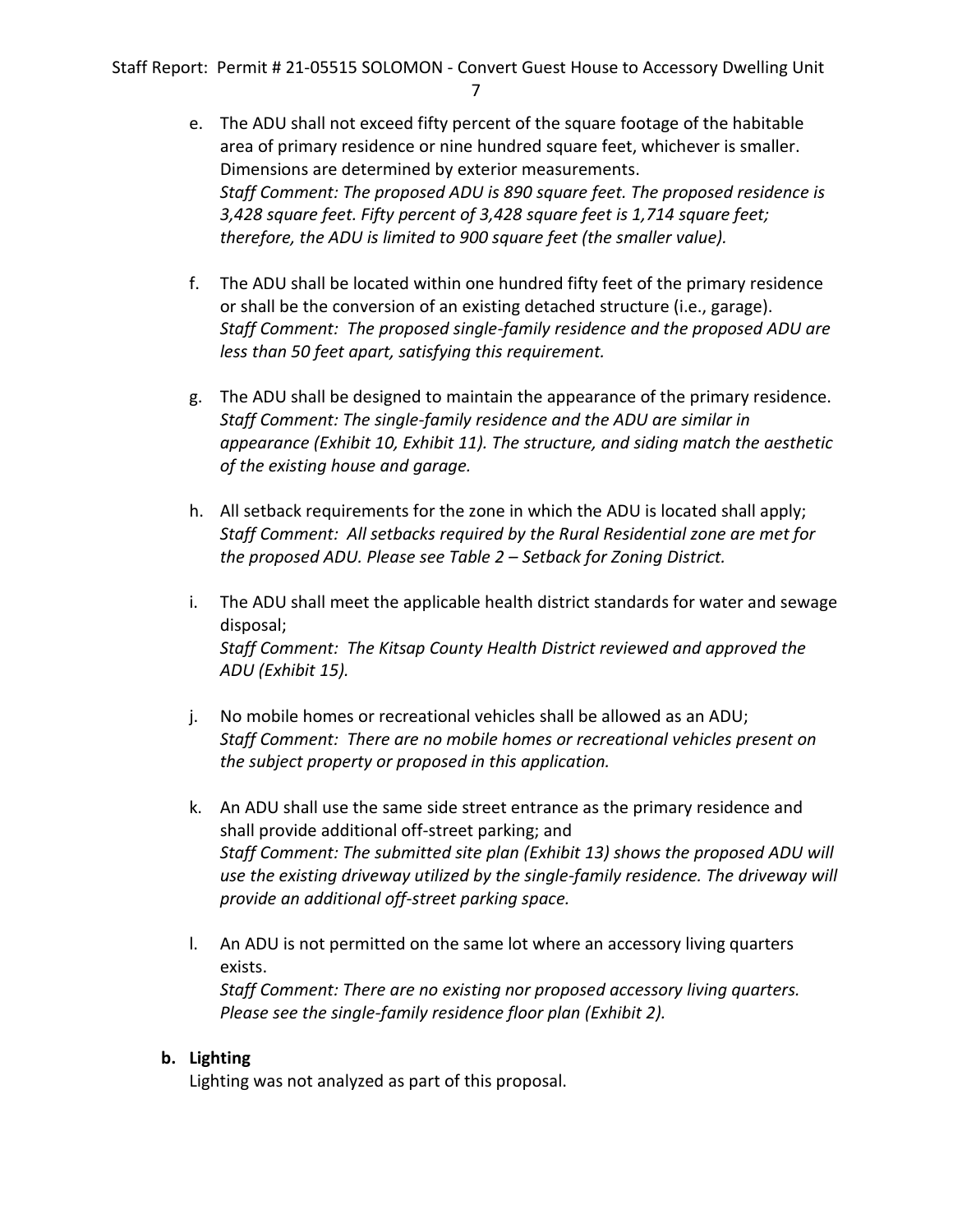e. The ADU shall not exceed fifty percent of the square footage of the habitable area of primary residence or nine hundred square feet, whichever is smaller. Dimensions are determined by exterior measurements.
*Staff Comment: The proposed ADU is 890 square feet. The proposed residence is 3,428 square feet. Fifty percent of 3,428 square feet is 1,714 square feet; therefore, the ADU is limited to 900 square feet (the smaller value).*

f. The ADU shall be located within one hundred fifty feet of the primary residence or shall be the conversion of an existing detached structure (i.e., garage).
*Staff Comment: The proposed single-family residence and the proposed ADU are less than 50 feet apart, satisfying this requirement.*

g. The ADU shall be designed to maintain the appearance of the primary residence.
*Staff Comment: The single-family residence and the ADU are similar in appearance (Exhibit 10, Exhibit 11). The structure, and siding match the aesthetic of the existing house and garage.*

h. All setback requirements for the zone in which the ADU is located shall apply;
*Staff Comment: All setbacks required by the Rural Residential zone are met for the proposed ADU. Please see Table 2 – Setback for Zoning District.*

i. The ADU shall meet the applicable health district standards for water and sewage disposal;
*Staff Comment: The Kitsap County Health District reviewed and approved the ADU (Exhibit 15).*

j. No mobile homes or recreational vehicles shall be allowed as an ADU;
*Staff Comment: There are no mobile homes or recreational vehicles present on the subject property or proposed in this application.*

k. An ADU shall use the same side street entrance as the primary residence and shall provide additional off-street parking; and
*Staff Comment: The submitted site plan (Exhibit 13) shows the proposed ADU will use the existing driveway utilized by the single-family residence. The driveway will provide an additional off-street parking space.*

l. An ADU is not permitted on the same lot where an accessory living quarters exists.
*Staff Comment: There are no existing nor proposed accessory living quarters. Please see the single-family residence floor plan (Exhibit 2).*

**b. Lighting**

Lighting was not analyzed as part of this proposal.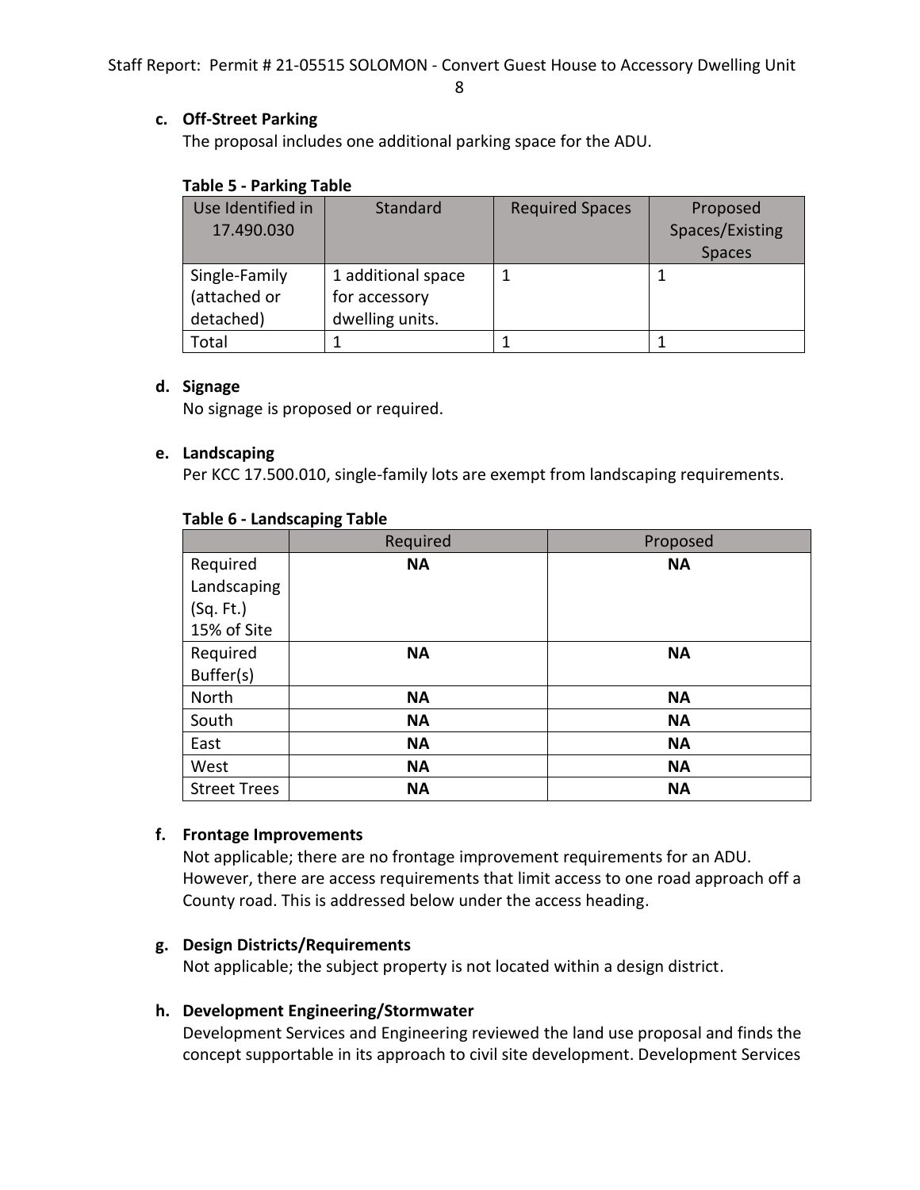**c. Off-Street Parking**

The proposal includes one additional parking space for the ADU.

**Table 5 - Parking Table**

| Use Identified in 17.490.030 | Standard | Required Spaces | Proposed Spaces/Existing Spaces |
|---|---|---|---|
| Single-Family (attached or detached) | 1 additional space for accessory dwelling units. | 1 | 1 |
| Total | 1 | 1 | 1 |

**d. Signage**

No signage is proposed or required.

**e. Landscaping**

Per KCC 17.500.010, single-family lots are exempt from landscaping requirements.

**Table 6 - Landscaping Table**

| | Required | Proposed |
|---|---|---|
| Required Landscaping (Sq. Ft.) 15% of Site | **NA** | **NA** |
| Required Buffer(s) | **NA** | **NA** |
| North | **NA** | **NA** |
| South | **NA** | **NA** |
| East | **NA** | **NA** |
| West | **NA** | **NA** |
| Street Trees | **NA** | **NA** |

**f. Frontage Improvements**

Not applicable; there are no frontage improvement requirements for an ADU. However, there are access requirements that limit access to one road approach off a County road. This is addressed below under the access heading.

**g. Design Districts/Requirements**

Not applicable; the subject property is not located within a design district.

**h. Development Engineering/Stormwater**

Development Services and Engineering reviewed the land use proposal and finds the concept supportable in its approach to civil site development. Development Services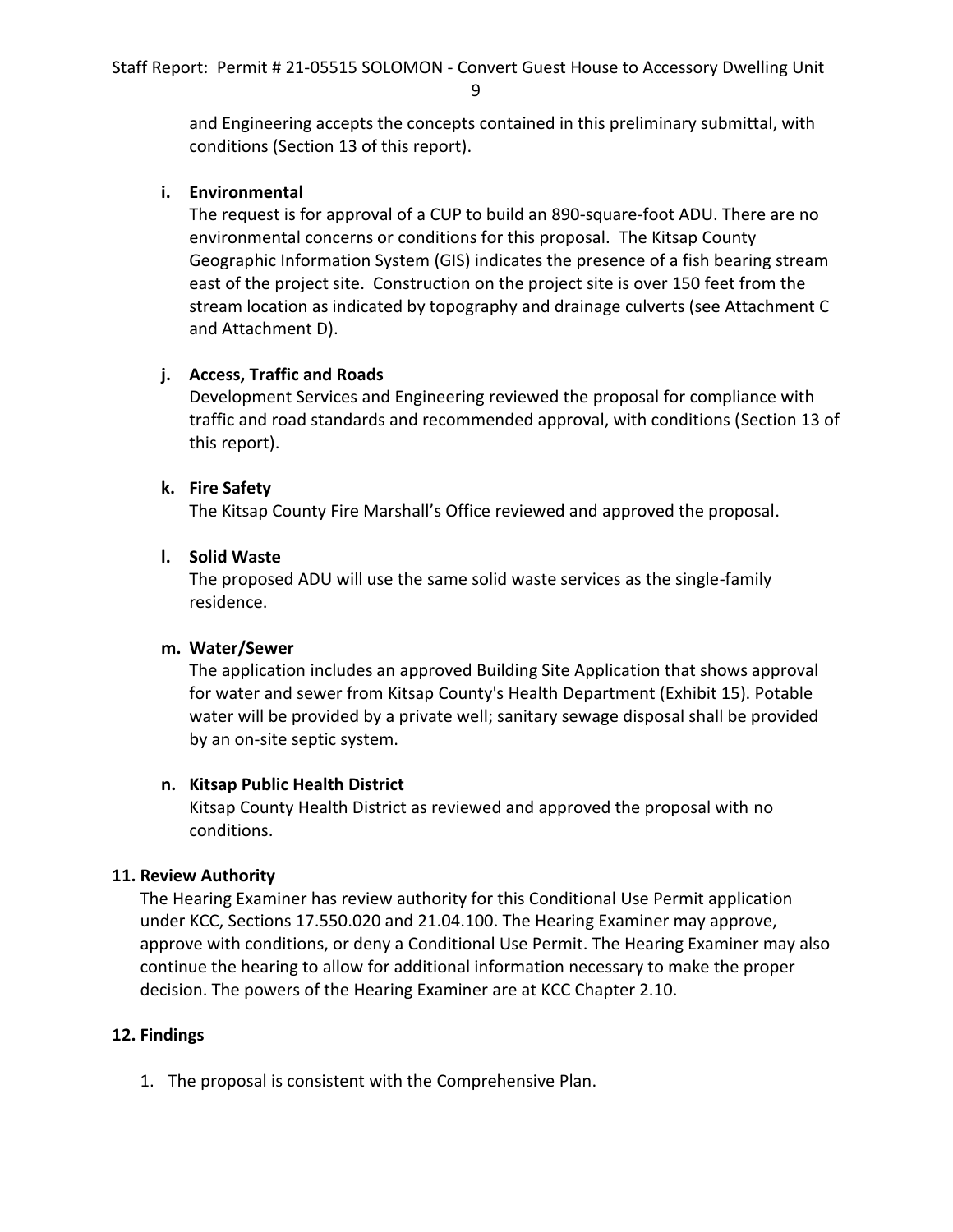and Engineering accepts the concepts contained in this preliminary submittal, with conditions (Section 13 of this report).

**i. Environmental**

The request is for approval of a CUP to build an 890-square-foot ADU. There are no environmental concerns or conditions for this proposal. The Kitsap County Geographic Information System (GIS) indicates the presence of a fish bearing stream east of the project site. Construction on the project site is over 150 feet from the stream location as indicated by topography and drainage culverts (see Attachment C and Attachment D).

**j. Access, Traffic and Roads**

Development Services and Engineering reviewed the proposal for compliance with traffic and road standards and recommended approval, with conditions (Section 13 of this report).

**k. Fire Safety**

The Kitsap County Fire Marshall's Office reviewed and approved the proposal.

**l. Solid Waste**

The proposed ADU will use the same solid waste services as the single-family residence.

**m. Water/Sewer**

The application includes an approved Building Site Application that shows approval for water and sewer from Kitsap County's Health Department (Exhibit 15). Potable water will be provided by a private well; sanitary sewage disposal shall be provided by an on-site septic system.

**n. Kitsap Public Health District**

Kitsap County Health District as reviewed and approved the proposal with no conditions.

## 11. Review Authority

The Hearing Examiner has review authority for this Conditional Use Permit application under KCC, Sections 17.550.020 and 21.04.100. The Hearing Examiner may approve, approve with conditions, or deny a Conditional Use Permit. The Hearing Examiner may also continue the hearing to allow for additional information necessary to make the proper decision. The powers of the Hearing Examiner are at KCC Chapter 2.10.

## 12. Findings

1. The proposal is consistent with the Comprehensive Plan.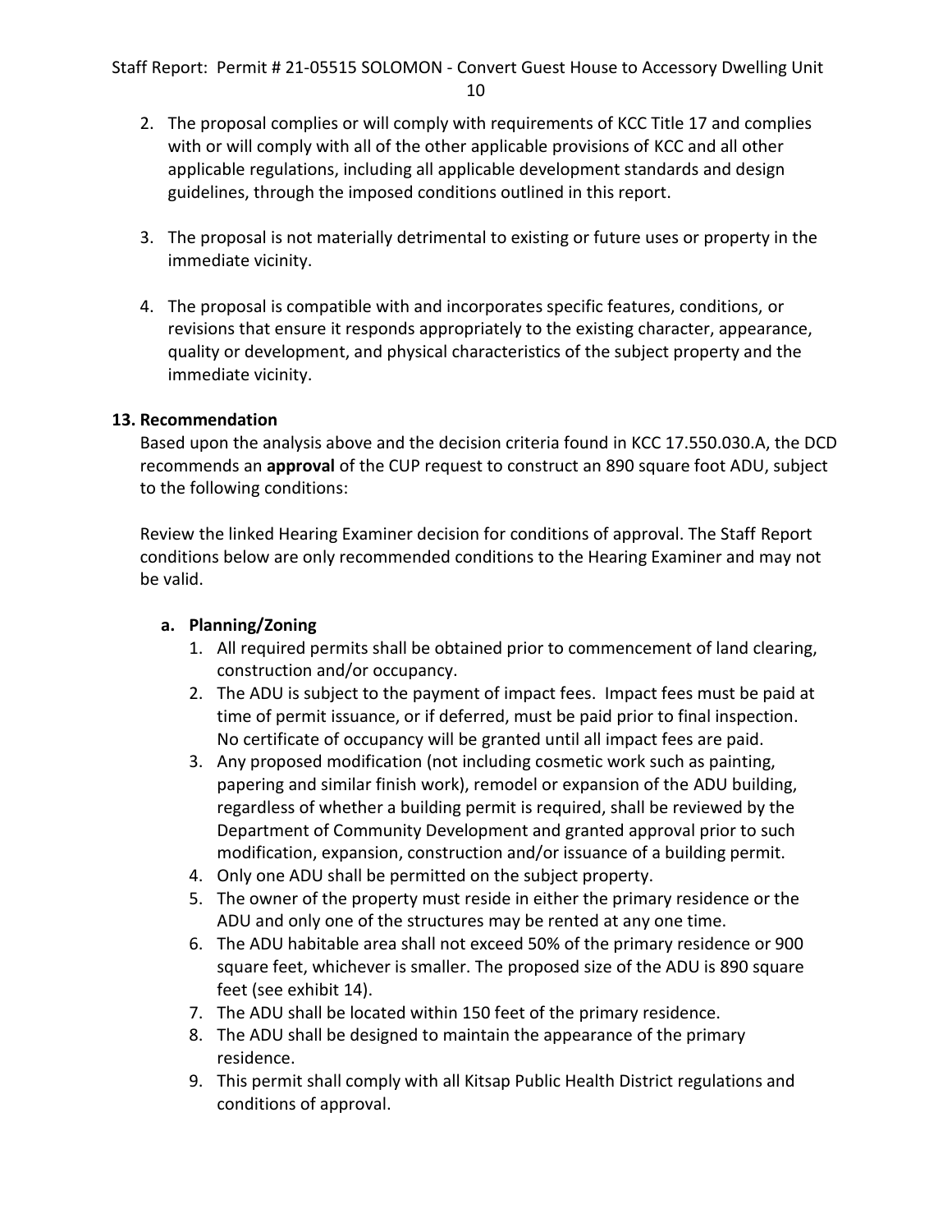2. The proposal complies or will comply with requirements of KCC Title 17 and complies with or will comply with all of the other applicable provisions of KCC and all other applicable regulations, including all applicable development standards and design guidelines, through the imposed conditions outlined in this report.

3. The proposal is not materially detrimental to existing or future uses or property in the immediate vicinity.

4. The proposal is compatible with and incorporates specific features, conditions, or revisions that ensure it responds appropriately to the existing character, appearance, quality or development, and physical characteristics of the subject property and the immediate vicinity.

## 13. Recommendation

Based upon the analysis above and the decision criteria found in KCC 17.550.030.A, the DCD recommends an **approval** of the CUP request to construct an 890 square foot ADU, subject to the following conditions:

Review the linked Hearing Examiner decision for conditions of approval. The Staff Report conditions below are only recommended conditions to the Hearing Examiner and may not be valid.

### a. Planning/Zoning

1. All required permits shall be obtained prior to commencement of land clearing, construction and/or occupancy.
2. The ADU is subject to the payment of impact fees. Impact fees must be paid at time of permit issuance, or if deferred, must be paid prior to final inspection. No certificate of occupancy will be granted until all impact fees are paid.
3. Any proposed modification (not including cosmetic work such as painting, papering and similar finish work), remodel or expansion of the ADU building, regardless of whether a building permit is required, shall be reviewed by the Department of Community Development and granted approval prior to such modification, expansion, construction and/or issuance of a building permit.
4. Only one ADU shall be permitted on the subject property.
5. The owner of the property must reside in either the primary residence or the ADU and only one of the structures may be rented at any one time.
6. The ADU habitable area shall not exceed 50% of the primary residence or 900 square feet, whichever is smaller. The proposed size of the ADU is 890 square feet (see exhibit 14).
7. The ADU shall be located within 150 feet of the primary residence.
8. The ADU shall be designed to maintain the appearance of the primary residence.
9. This permit shall comply with all Kitsap Public Health District regulations and conditions of approval.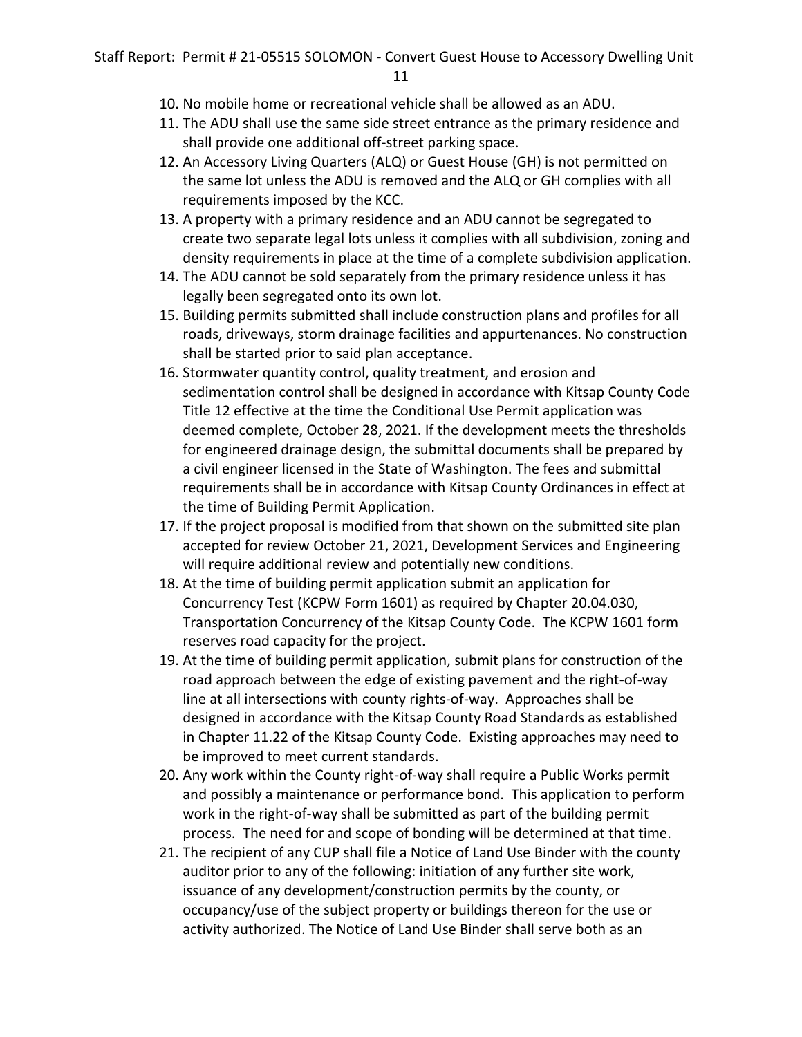10. No mobile home or recreational vehicle shall be allowed as an ADU.
11. The ADU shall use the same side street entrance as the primary residence and shall provide one additional off-street parking space.
12. An Accessory Living Quarters (ALQ) or Guest House (GH) is not permitted on the same lot unless the ADU is removed and the ALQ or GH complies with all requirements imposed by the KCC.
13. A property with a primary residence and an ADU cannot be segregated to create two separate legal lots unless it complies with all subdivision, zoning and density requirements in place at the time of a complete subdivision application.
14. The ADU cannot be sold separately from the primary residence unless it has legally been segregated onto its own lot.
15. Building permits submitted shall include construction plans and profiles for all roads, driveways, storm drainage facilities and appurtenances. No construction shall be started prior to said plan acceptance.
16. Stormwater quantity control, quality treatment, and erosion and sedimentation control shall be designed in accordance with Kitsap County Code Title 12 effective at the time the Conditional Use Permit application was deemed complete, October 28, 2021. If the development meets the thresholds for engineered drainage design, the submittal documents shall be prepared by a civil engineer licensed in the State of Washington. The fees and submittal requirements shall be in accordance with Kitsap County Ordinances in effect at the time of Building Permit Application.
17. If the project proposal is modified from that shown on the submitted site plan accepted for review October 21, 2021, Development Services and Engineering will require additional review and potentially new conditions.
18. At the time of building permit application submit an application for Concurrency Test (KCPW Form 1601) as required by Chapter 20.04.030, Transportation Concurrency of the Kitsap County Code. The KCPW 1601 form reserves road capacity for the project.
19. At the time of building permit application, submit plans for construction of the road approach between the edge of existing pavement and the right-of-way line at all intersections with county rights-of-way. Approaches shall be designed in accordance with the Kitsap County Road Standards as established in Chapter 11.22 of the Kitsap County Code. Existing approaches may need to be improved to meet current standards.
20. Any work within the County right-of-way shall require a Public Works permit and possibly a maintenance or performance bond. This application to perform work in the right-of-way shall be submitted as part of the building permit process. The need for and scope of bonding will be determined at that time.
21. The recipient of any CUP shall file a Notice of Land Use Binder with the county auditor prior to any of the following: initiation of any further site work, issuance of any development/construction permits by the county, or occupancy/use of the subject property or buildings thereon for the use or activity authorized. The Notice of Land Use Binder shall serve both as an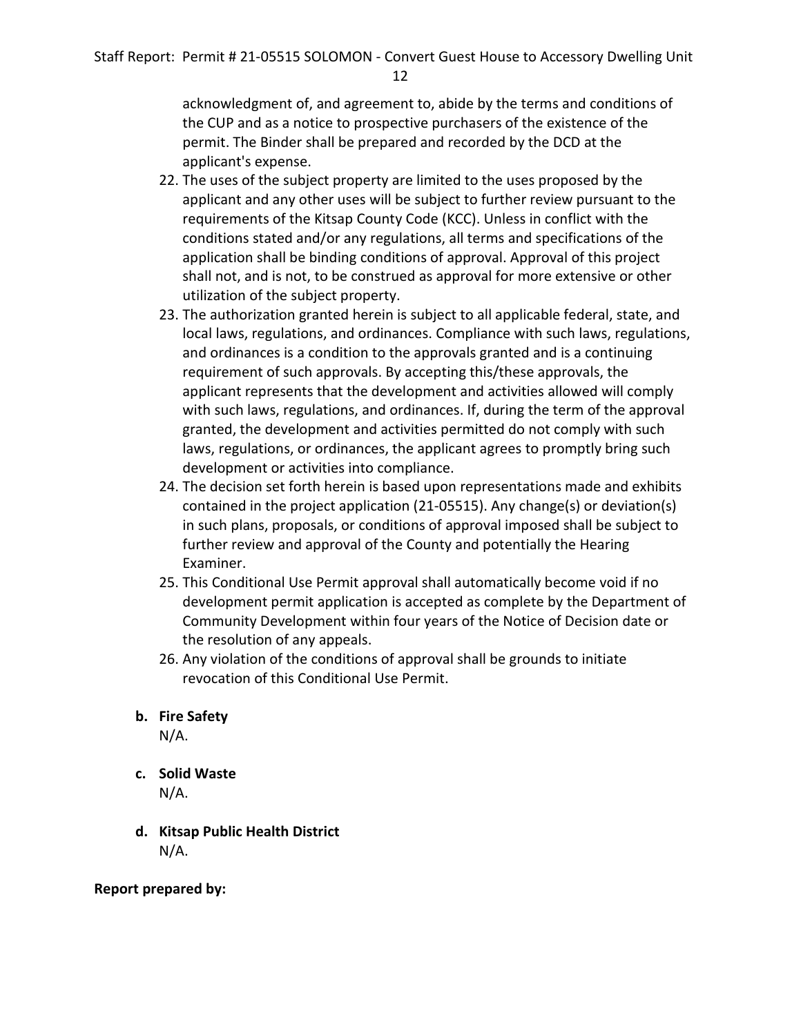acknowledgment of, and agreement to, abide by the terms and conditions of the CUP and as a notice to prospective purchasers of the existence of the permit. The Binder shall be prepared and recorded by the DCD at the applicant's expense.

22. The uses of the subject property are limited to the uses proposed by the applicant and any other uses will be subject to further review pursuant to the requirements of the Kitsap County Code (KCC). Unless in conflict with the conditions stated and/or any regulations, all terms and specifications of the application shall be binding conditions of approval. Approval of this project shall not, and is not, to be construed as approval for more extensive or other utilization of the subject property.
23. The authorization granted herein is subject to all applicable federal, state, and local laws, regulations, and ordinances. Compliance with such laws, regulations, and ordinances is a condition to the approvals granted and is a continuing requirement of such approvals. By accepting this/these approvals, the applicant represents that the development and activities allowed will comply with such laws, regulations, and ordinances. If, during the term of the approval granted, the development and activities permitted do not comply with such laws, regulations, or ordinances, the applicant agrees to promptly bring such development or activities into compliance.
24. The decision set forth herein is based upon representations made and exhibits contained in the project application (21-05515). Any change(s) or deviation(s) in such plans, proposals, or conditions of approval imposed shall be subject to further review and approval of the County and potentially the Hearing Examiner.
25. This Conditional Use Permit approval shall automatically become void if no development permit application is accepted as complete by the Department of Community Development within four years of the Notice of Decision date or the resolution of any appeals.
26. Any violation of the conditions of approval shall be grounds to initiate revocation of this Conditional Use Permit.

**b. Fire Safety**

N/A.

**c. Solid Waste**

N/A.

**d. Kitsap Public Health District**

N/A.

**Report prepared by:**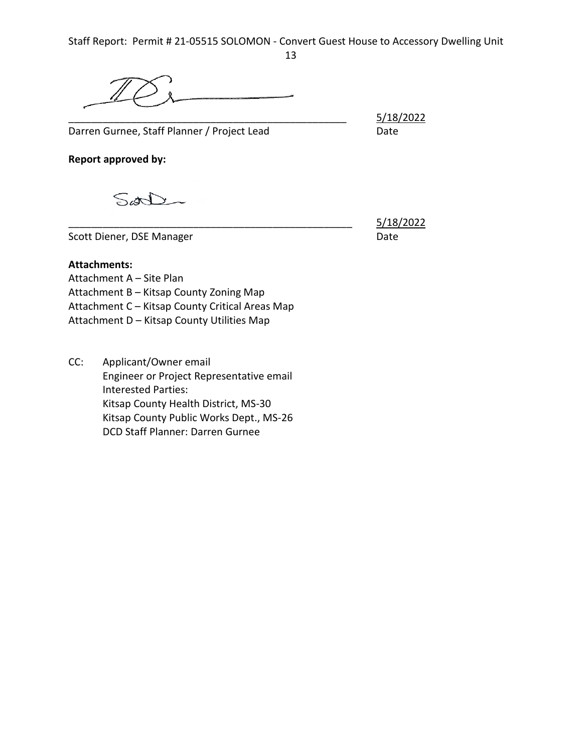\_\_\_\_\_\_\_\_\_\_\_\_\_\_\_\_\_\_\_\_\_\_\_\_\_\_\_\_\_\_\_\_\_\_\_\_\_\_\_\_\_\_\_\_\_\_\_\_\_\_\_ 5/18/2022

Darren Gurnee, Staff Planner / Project Lead Date

**Report approved by:**

\_\_\_\_\_\_\_\_\_\_\_\_\_\_\_\_\_\_\_\_\_\_\_\_\_\_\_\_\_\_\_\_\_\_\_\_\_\_\_\_\_\_\_\_\_\_\_\_\_\_\_ 5/18/2022

Scott Diener, DSE Manager Date

**Attachments:**

Attachment A – Site Plan
Attachment B – Kitsap County Zoning Map
Attachment C – Kitsap County Critical Areas Map
Attachment D – Kitsap County Utilities Map

CC: Applicant/Owner email
Engineer or Project Representative email
Interested Parties:
Kitsap County Health District, MS-30
Kitsap County Public Works Dept., MS-26
DCD Staff Planner: Darren Gurnee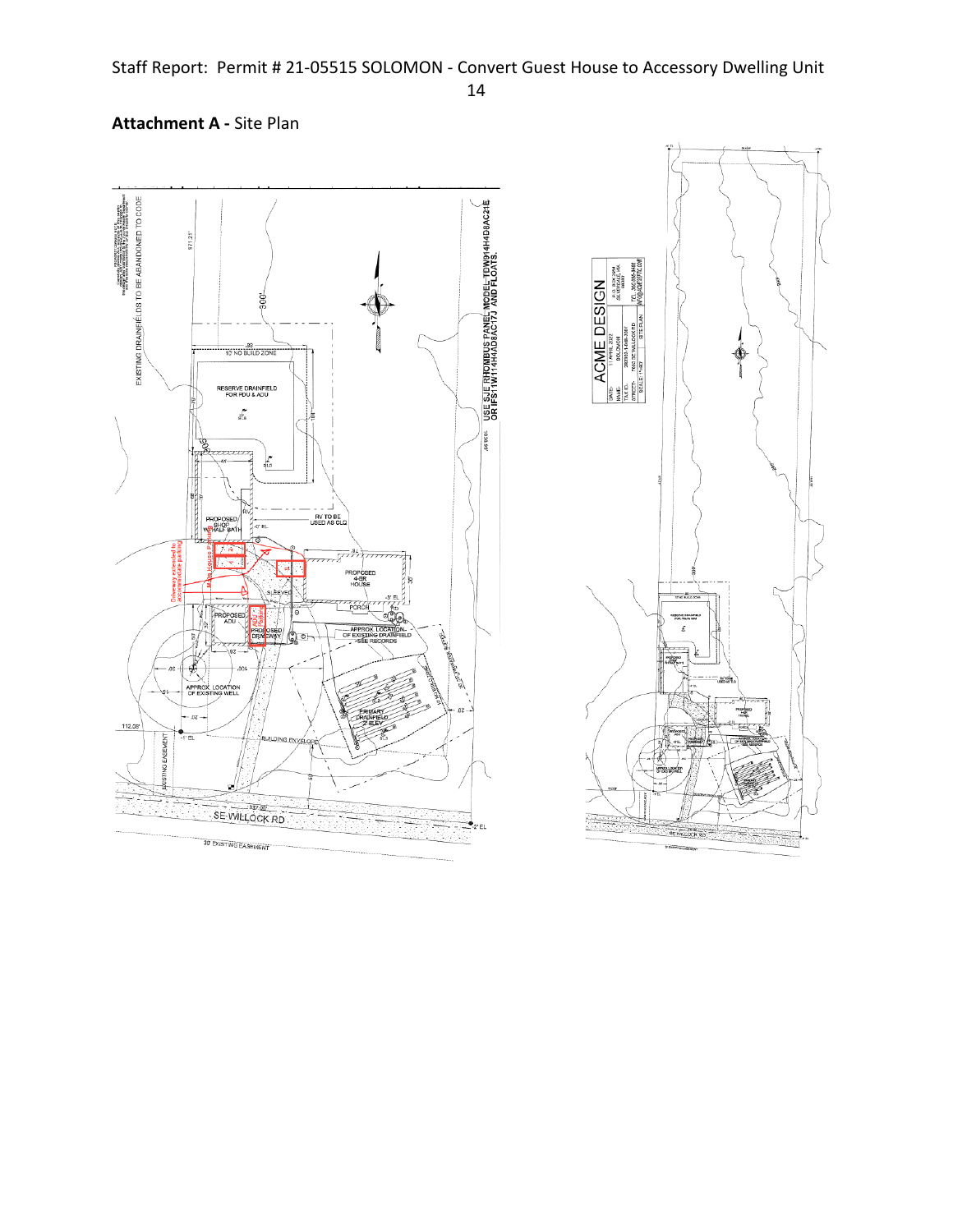**Attachment A -** Site Plan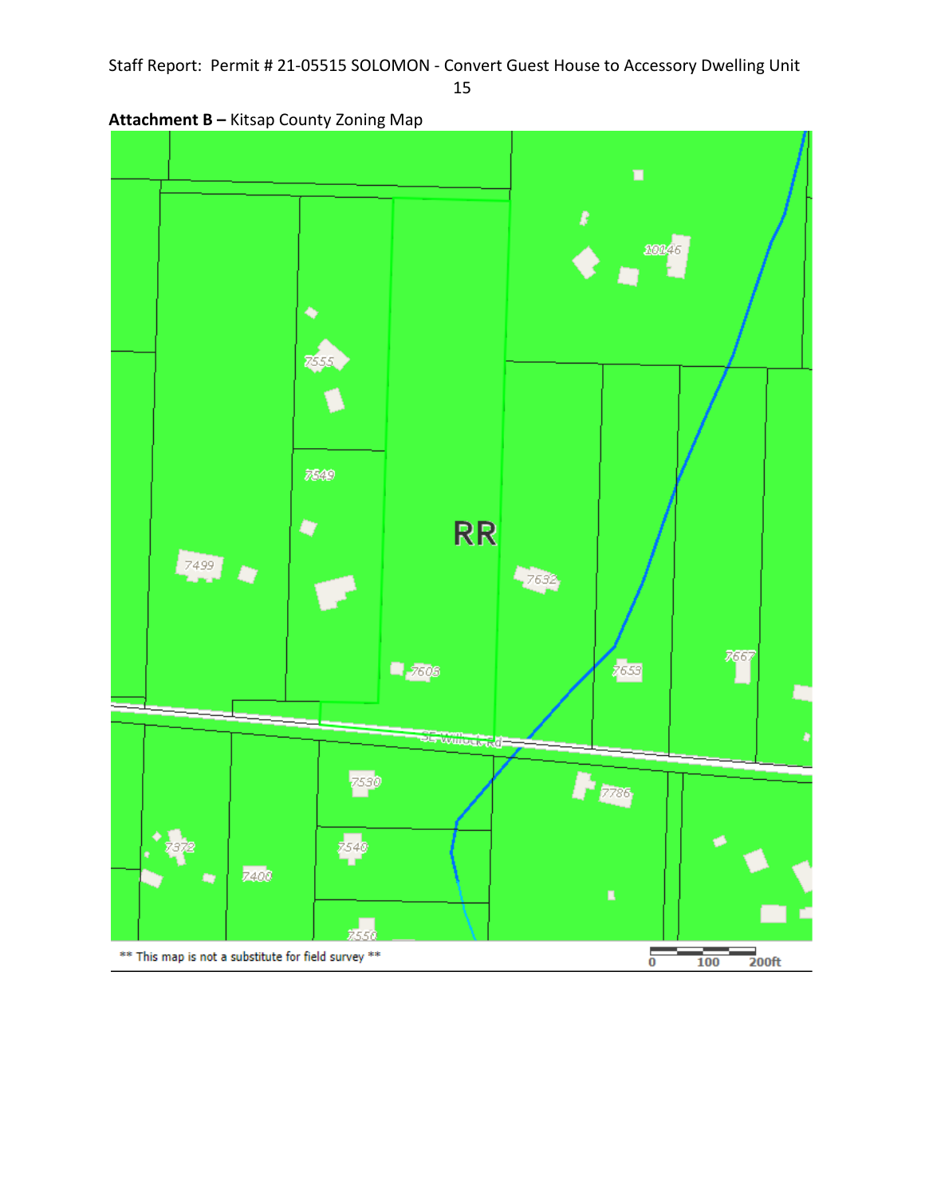**Attachment B –** Kitsap County Zoning Map

RR

10146

7555

7549

7499

7632

7603

7653

7667

SE Willock Rd

7530

7786

7372

7540

7400

7550

** This map is not a substitute for field survey **

0 100 200ft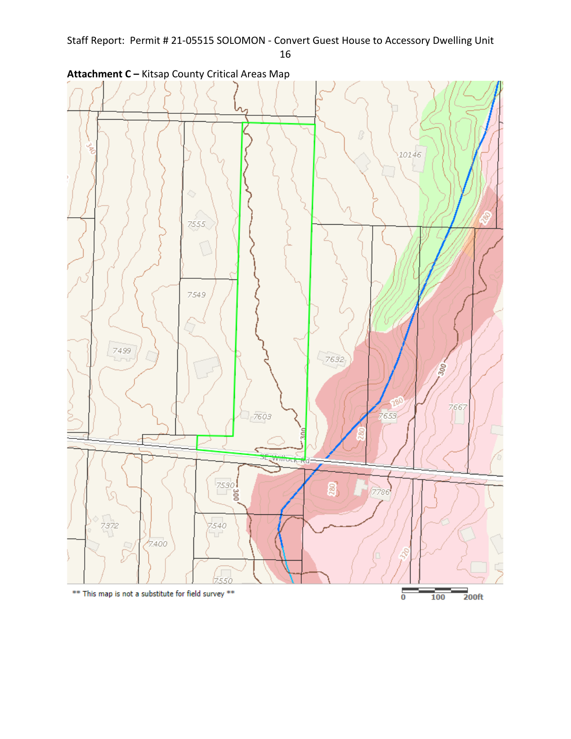**Attachment C –** Kitsap County Critical Areas Map

** This map is not a substitute for field survey **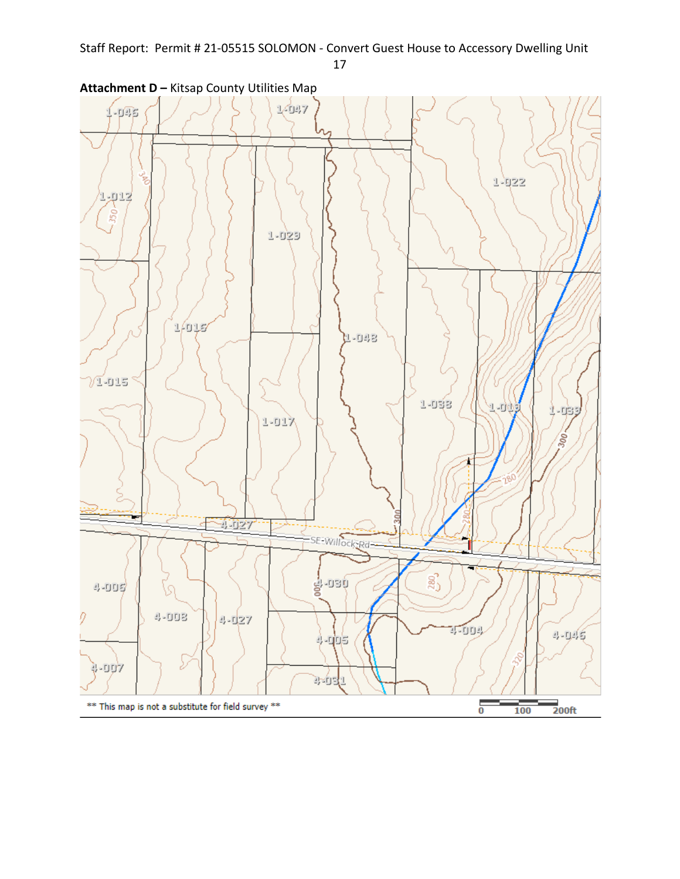**Attachment D –** Kitsap County Utilities Map

1-046
1-047
1-012
1-022
1-029
1-016
1-048
1-015
1-038
1-019
1-039
1-017
4-027
SE-Willock-Rd
4-030
4-006
4-008
4-027
4-005
4-004
4-046
4-007
4-051
340
350
300
280
280
280
300
300
320

** This map is not a substitute for field survey **

0 100 200ft